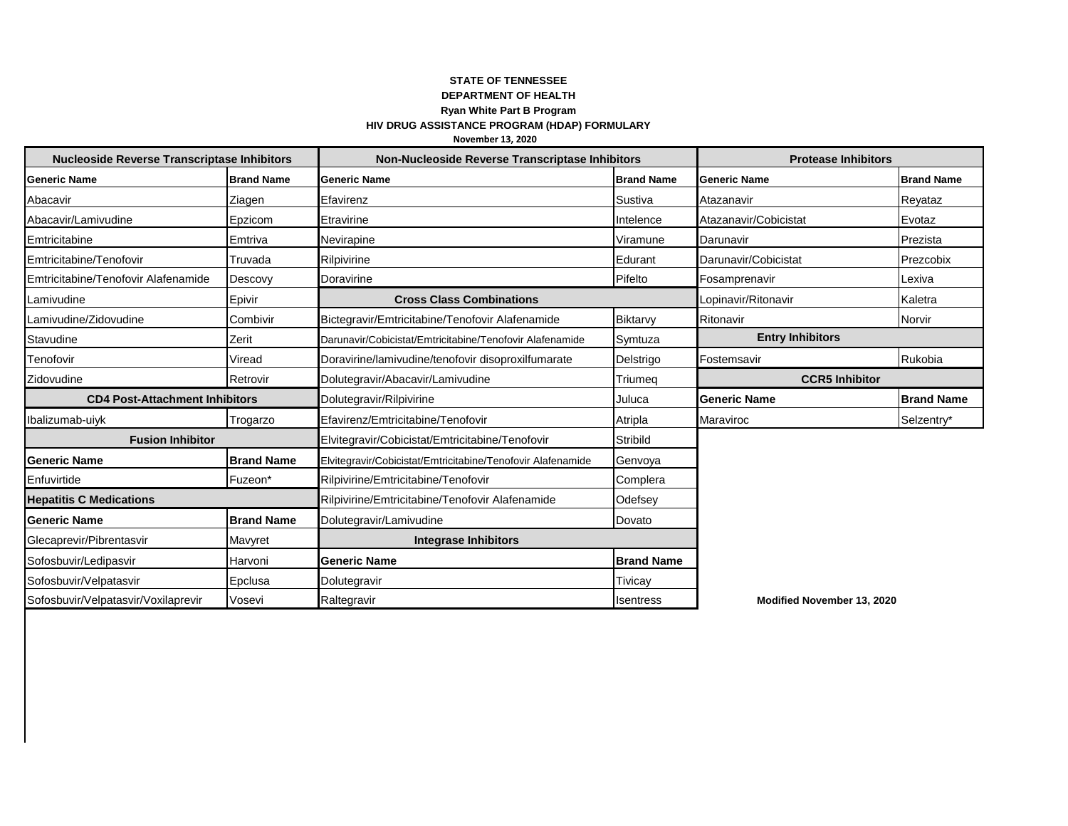**STATE OF TENNESSEE**

**DEPARTMENT OF HEALTH**

**Ryan White Part B Program**

**HIV DRUG ASSISTANCE PROGRAM (HDAP) FORMULARY**

**November 13, 2020**

## Nucleoside Reverse Transcriptase Inhibitors

| Generic Name | Brand Name |
|---|---|
| Abacavir | Ziagen |
| Abacavir/Lamivudine | Epzicom |
| Emtricitabine | Emtriva |
| Emtricitabine/Tenofovir | Truvada |
| Emtricitabine/Tenofovir Alafenamide | Descovy |
| Lamivudine | Epivir |
| Lamivudine/Zidovudine | Combivir |
| Stavudine | Zerit |
| Tenofovir | Viread |
| Zidovudine | Retrovir |

## CD4 Post-Attachment Inhibitors

| Generic Name | Brand Name |
|---|---|
| Ibalizumab-uiyk | Trogarzo |

## Fusion Inhibitor

| Generic Name | Brand Name |
|---|---|
| Enfuvirtide | Fuzeon* |

## Hepatitis C Medications

| Generic Name | Brand Name |
|---|---|
| Glecaprevir/Pibrentasvir | Mavyret |
| Sofosbuvir/Ledipasvir | Harvoni |
| Sofosbuvir/Velpatasvir | Epclusa |
| Sofosbuvir/Velpatasvir/Voxilaprevir | Vosevi |

## Non-Nucleoside Reverse Transcriptase Inhibitors

| Generic Name | Brand Name |
|---|---|
| Efavirenz | Sustiva |
| Etravirine | Intelence |
| Nevirapine | Viramune |
| Rilpivirine | Edurant |
| Doravirine | Pifelto |

## Cross Class Combinations

| Generic Name | Brand Name |
|---|---|
| Bictegravir/Emtricitabine/Tenofovir Alafenamide | Biktarvy |
| Darunavir/Cobicistat/Emtricitabine/Tenofovir Alafenamide | Symtuza |
| Doravirine/lamivudine/tenofovir disoproxilfumarate | Delstrigo |
| Dolutegravir/Abacavir/Lamivudine | Triumeq |
| Dolutegravir/Rilpivirine | Juluca |
| Efavirenz/Emtricitabine/Tenofovir | Atripla |
| Elvitegravir/Cobicistat/Emtricitabine/Tenofovir | Stribild |
| Elvitegravir/Cobicistat/Emtricitabine/Tenofovir Alafenamide | Genvoya |
| Rilpivirine/Emtricitabine/Tenofovir | Complera |
| Rilpivirine/Emtricitabine/Tenofovir Alafenamide | Odefsey |
| Dolutegravir/Lamivudine | Dovato |

## Integrase Inhibitors

| Generic Name | Brand Name |
|---|---|
| Dolutegravir | Tivicay |
| Raltegravir | Isentress |

## Protease Inhibitors

| Generic Name | Brand Name |
|---|---|
| Atazanavir | Reyataz |
| Atazanavir/Cobicistat | Evotaz |
| Darunavir | Prezista |
| Darunavir/Cobicistat | Prezcobix |
| Fosamprenavir | Lexiva |
| Lopinavir/Ritonavir | Kaletra |
| Ritonavir | Norvir |

## Entry Inhibitors

| Generic Name | Brand Name |
|---|---|
| Fostemsavir | Rukobia |

## CCR5 Inhibitor

| Generic Name | Brand Name |
|---|---|
| Maraviroc | Selzentry* |

**Modified November 13, 2020**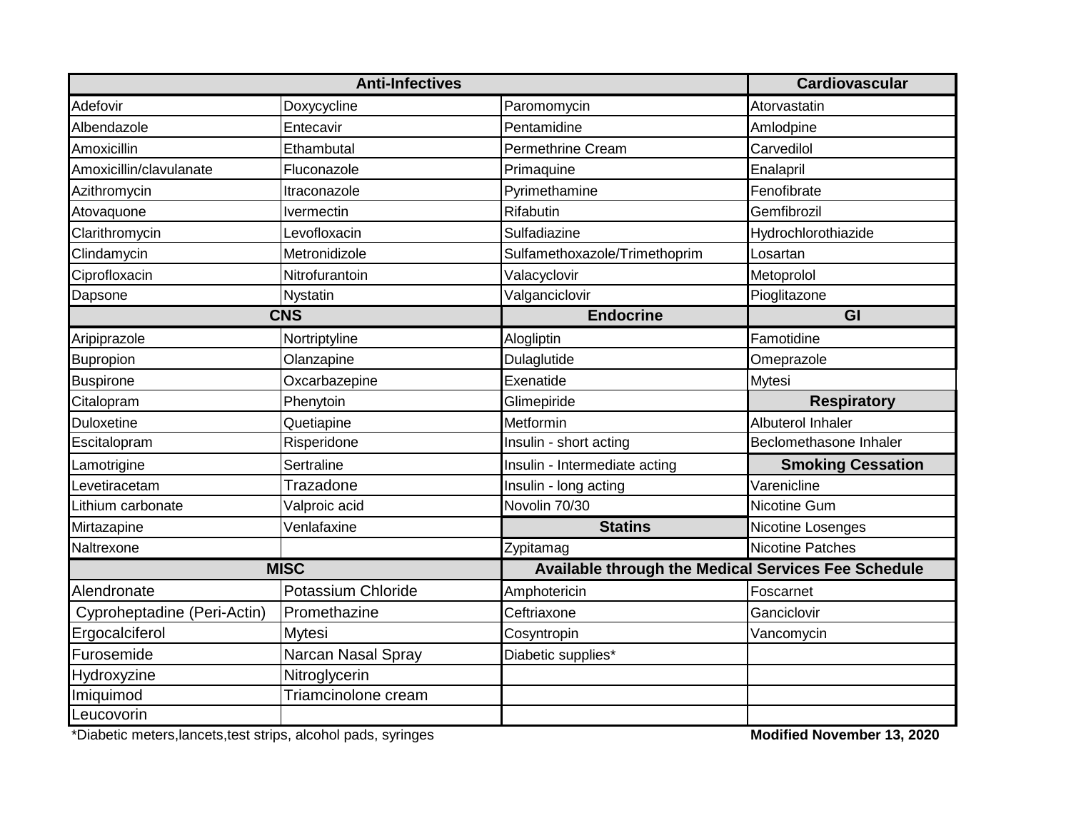| Anti-Infectives | | | Cardiovascular |
|---|---|---|---|
| Adefovir | Doxycycline | Paromomycin | Atorvastatin |
| Albendazole | Entecavir | Pentamidine | Amlodpine |
| Amoxicillin | Ethambutal | Permethrine Cream | Carvedilol |
| Amoxicillin/clavulanate | Fluconazole | Primaquine | Enalapril |
| Azithromycin | Itraconazole | Pyrimethamine | Fenofibrate |
| Atovaquone | Ivermectin | Rifabutin | Gemfibrozil |
| Clarithromycin | Levofloxacin | Sulfadiazine | Hydrochlorothiazide |
| Clindamycin | Metronidizole | Sulfamethoxazole/Trimethoprim | Losartan |
| Ciprofloxacin | Nitrofurantoin | Valacyclovir | Metoprolol |
| Dapsone | Nystatin | Valganciclovir | Pioglitazone |
| **CNS** | | **Endocrine** | **GI** |
| Aripiprazole | Nortriptyline | Alogliptin | Famotidine |
| Bupropion | Olanzapine | Dulaglutide | Omeprazole |
| Buspirone | Oxcarbazepine | Exenatide | Mytesi |
| Citalopram | Phenytoin | Glimepiride | **Respiratory** |
| Duloxetine | Quetiapine | Metformin | Albuterol Inhaler |
| Escitalopram | Risperidone | Insulin - short acting | Beclomethasone Inhaler |
| Lamotrigine | Sertraline | Insulin - Intermediate acting | **Smoking Cessation** |
| Levetiracetam | Trazadone | Insulin - long acting | Varenicline |
| Lithium carbonate | Valproic acid | Novolin 70/30 | Nicotine Gum |
| Mirtazapine | Venlafaxine | **Statins** | Nicotine Losenges |
| Naltrexone | | Zypitamag | Nicotine Patches |
| **MISC** | | **Available through the Medical Services Fee Schedule** | |
| Alendronate | Potassium Chloride | Amphotericin | Foscarnet |
| Cyproheptadine (Peri-Actin) | Promethazine | Ceftriaxone | Ganciclovir |
| Ergocalciferol | Mytesi | Cosyntropin | Vancomycin |
| Furosemide | Narcan Nasal Spray | Diabetic supplies* | |
| Hydroxyzine | Nitroglycerin | | |
| Imiquimod | Triamcinolone cream | | |
| Leucovorin | | | |

*Diabetic meters,lancets,test strips, alcohol pads, syringes

**Modified November 13, 2020**